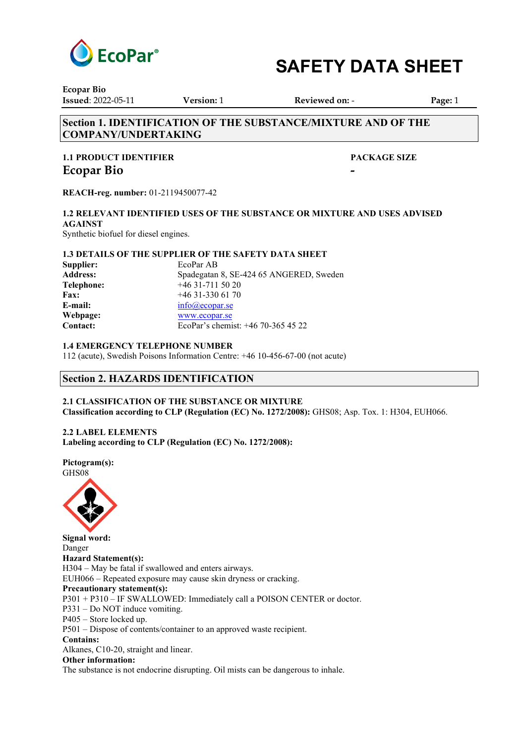**SAFETY DATA SHEET**

**Ecopar Bio**
**Issued**: 2022-05-11 **Version:** 1 **Reviewed on:** - **Page:** 1

## Section 1. IDENTIFICATION OF THE SUBSTANCE/MIXTURE AND OF THE COMPANY/UNDERTAKING

### 1.1 PRODUCT IDENTIFIER

**Ecopar Bio**

**PACKAGE SIZE**

**-**

**REACH-reg. number:** 01-2119450077-42

### 1.2 RELEVANT IDENTIFIED USES OF THE SUBSTANCE OR MIXTURE AND USES ADVISED AGAINST

Synthetic biofuel for diesel engines.

### 1.3 DETAILS OF THE SUPPLIER OF THE SAFETY DATA SHEET

| | |
|---|---|
| **Supplier:** | EcoPar AB |
| **Address:** | Spadegatan 8, SE-424 65 ANGERED, Sweden |
| **Telephone:** | +46 31-711 50 20 |
| **Fax:** | +46 31-330 61 70 |
| **E-mail:** | info@ecopar.se |
| **Webpage:** | www.ecopar.se |
| **Contact:** | EcoPar's chemist: +46 70-365 45 22 |

### 1.4 EMERGENCY TELEPHONE NUMBER

112 (acute), Swedish Poisons Information Centre: +46 10-456-67-00 (not acute)

## Section 2. HAZARDS IDENTIFICATION

### 2.1 CLASSIFICATION OF THE SUBSTANCE OR MIXTURE

**Classification according to CLP (Regulation (EC) No. 1272/2008):** GHS08; Asp. Tox. 1: H304, EUH066.

### 2.2 LABEL ELEMENTS

**Labeling according to CLP (Regulation (EC) No. 1272/2008):**

**Pictogram(s):**
GHS08

**Signal word:**
Danger

**Hazard Statement(s):**
H304 – May be fatal if swallowed and enters airways.
EUH066 – Repeated exposure may cause skin dryness or cracking.

**Precautionary statement(s):**
P301 + P310 – IF SWALLOWED: Immediately call a POISON CENTER or doctor.
P331 – Do NOT induce vomiting.
P405 – Store locked up.
P501 – Dispose of contents/container to an approved waste recipient.

**Contains:**
Alkanes, C10-20, straight and linear.

**Other information:**
The substance is not endocrine disrupting. Oil mists can be dangerous to inhale.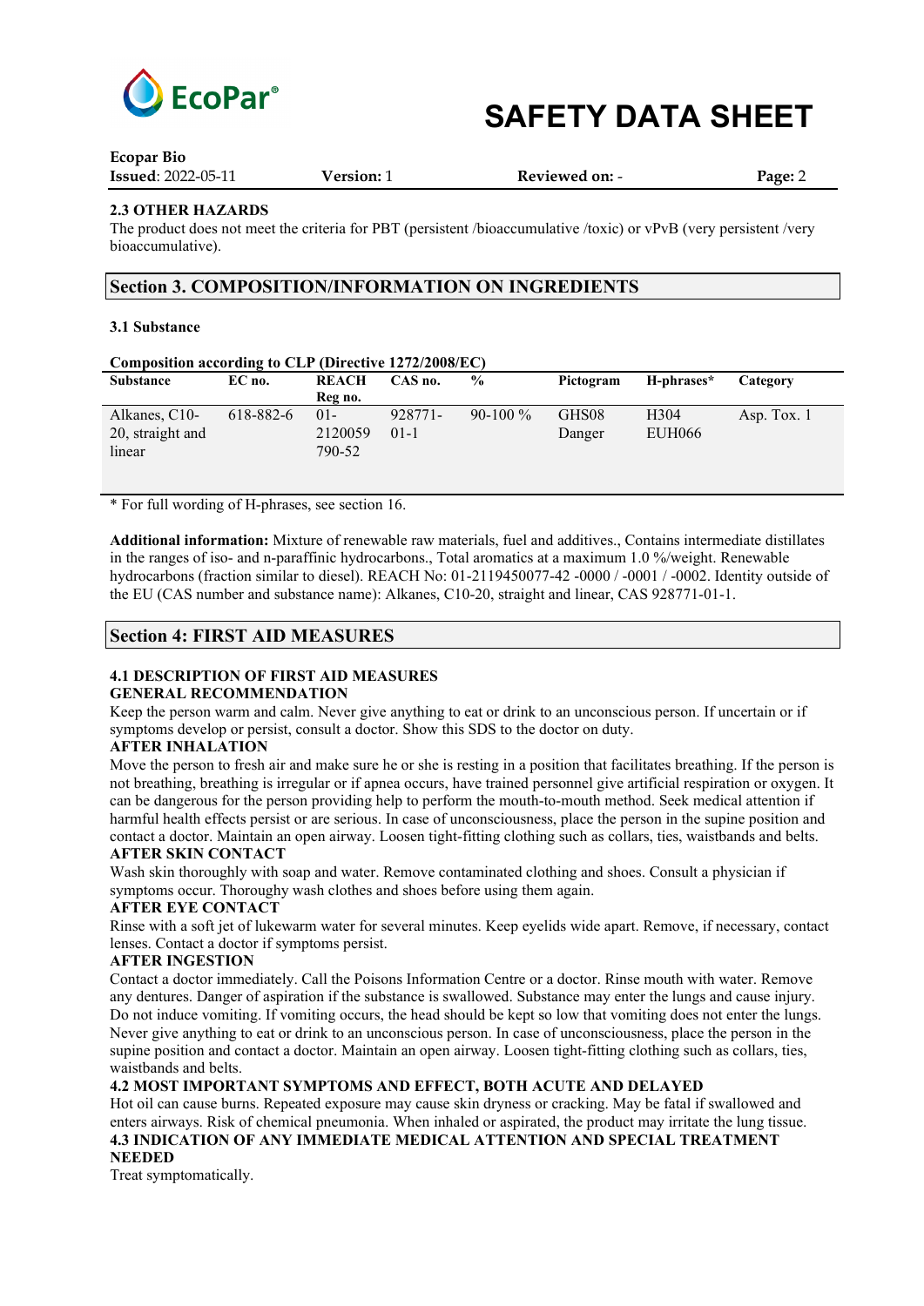## 2.3 OTHER HAZARDS

The product does not meet the criteria for PBT (persistent /bioaccumulative /toxic) or vPvB (very persistent /very bioaccumulative).

## Section 3. COMPOSITION/INFORMATION ON INGREDIENTS

### 3.1 Substance

**Composition according to CLP (Directive 1272/2008/EC)**

| Substance | EC no. | REACH Reg no. | CAS no. | % | Pictogram | H-phrases* | Category |
|---|---|---|---|---|---|---|---|
| Alkanes, C10-20, straight and linear | 618-882-6 | 01-2120059790-52 | 928771-01-1 | 90-100 % | GHS08 Danger | H304 EUH066 | Asp. Tox. 1 |

* For full wording of H-phrases, see section 16.

**Additional information:** Mixture of renewable raw materials, fuel and additives., Contains intermediate distillates in the ranges of iso- and n-paraffinic hydrocarbons., Total aromatics at a maximum 1.0 %/weight. Renewable hydrocarbons (fraction similar to diesel). REACH No: 01-2119450077-42 -0000 / -0001 / -0002. Identity outside of the EU (CAS number and substance name): Alkanes, C10-20, straight and linear, CAS 928771-01-1.

## Section 4: FIRST AID MEASURES

### 4.1 DESCRIPTION OF FIRST AID MEASURES

**GENERAL RECOMMENDATION**

Keep the person warm and calm. Never give anything to eat or drink to an unconscious person. If uncertain or if symptoms develop or persist, consult a doctor. Show this SDS to the doctor on duty.

**AFTER INHALATION**

Move the person to fresh air and make sure he or she is resting in a position that facilitates breathing. If the person is not breathing, breathing is irregular or if apnea occurs, have trained personnel give artificial respiration or oxygen. It can be dangerous for the person providing help to perform the mouth-to-mouth method. Seek medical attention if harmful health effects persist or are serious. In case of unconsciousness, place the person in the supine position and contact a doctor. Maintain an open airway. Loosen tight-fitting clothing such as collars, ties, waistbands and belts.

**AFTER SKIN CONTACT**

Wash skin thoroughly with soap and water. Remove contaminated clothing and shoes. Consult a physician if symptoms occur. Thoroughy wash clothes and shoes before using them again.

**AFTER EYE CONTACT**

Rinse with a soft jet of lukewarm water for several minutes. Keep eyelids wide apart. Remove, if necessary, contact lenses. Contact a doctor if symptoms persist.

**AFTER INGESTION**

Contact a doctor immediately. Call the Poisons Information Centre or a doctor. Rinse mouth with water. Remove any dentures. Danger of aspiration if the substance is swallowed. Substance may enter the lungs and cause injury. Do not induce vomiting. If vomiting occurs, the head should be kept so low that vomiting does not enter the lungs. Never give anything to eat or drink to an unconscious person. In case of unconsciousness, place the person in the supine position and contact a doctor. Maintain an open airway. Loosen tight-fitting clothing such as collars, ties, waistbands and belts.

### 4.2 MOST IMPORTANT SYMPTOMS AND EFFECT, BOTH ACUTE AND DELAYED

Hot oil can cause burns. Repeated exposure may cause skin dryness or cracking. May be fatal if swallowed and enters airways. Risk of chemical pneumonia. When inhaled or aspirated, the product may irritate the lung tissue.

### 4.3 INDICATION OF ANY IMMEDIATE MEDICAL ATTENTION AND SPECIAL TREATMENT NEEDED

Treat symptomatically.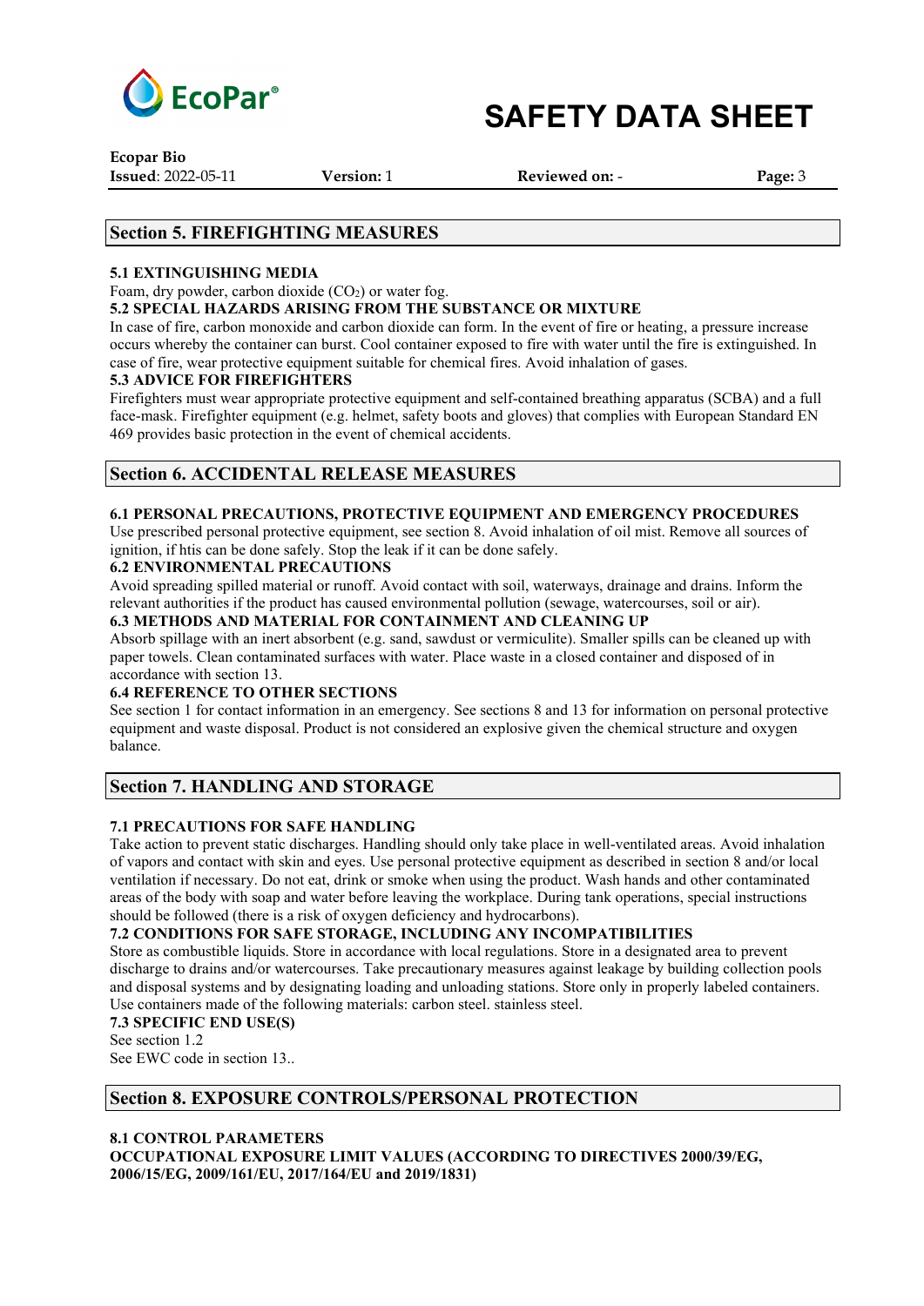## Section 5. FIREFIGHTING MEASURES

### 5.1 EXTINGUISHING MEDIA

Foam, dry powder, carbon dioxide ($CO_2$) or water fog.

### 5.2 SPECIAL HAZARDS ARISING FROM THE SUBSTANCE OR MIXTURE

In case of fire, carbon monoxide and carbon dioxide can form. In the event of fire or heating, a pressure increase occurs whereby the container can burst. Cool container exposed to fire with water until the fire is extinguished. In case of fire, wear protective equipment suitable for chemical fires. Avoid inhalation of gases.

### 5.3 ADVICE FOR FIREFIGHTERS

Firefighters must wear appropriate protective equipment and self-contained breathing apparatus (SCBA) and a full face-mask. Firefighter equipment (e.g. helmet, safety boots and gloves) that complies with European Standard EN 469 provides basic protection in the event of chemical accidents.

## Section 6. ACCIDENTAL RELEASE MEASURES

### 6.1 PERSONAL PRECAUTIONS, PROTECTIVE EQUIPMENT AND EMERGENCY PROCEDURES

Use prescribed personal protective equipment, see section 8. Avoid inhalation of oil mist. Remove all sources of ignition, if htis can be done safely. Stop the leak if it can be done safely.

### 6.2 ENVIRONMENTAL PRECAUTIONS

Avoid spreading spilled material or runoff. Avoid contact with soil, waterways, drainage and drains. Inform the relevant authorities if the product has caused environmental pollution (sewage, watercourses, soil or air).

### 6.3 METHODS AND MATERIAL FOR CONTAINMENT AND CLEANING UP

Absorb spillage with an inert absorbent (e.g. sand, sawdust or vermiculite). Smaller spills can be cleaned up with paper towels. Clean contaminated surfaces with water. Place waste in a closed container and disposed of in accordance with section 13.

### 6.4 REFERENCE TO OTHER SECTIONS

See section 1 for contact information in an emergency. See sections 8 and 13 for information on personal protective equipment and waste disposal. Product is not considered an explosive given the chemical structure and oxygen balance.

## Section 7. HANDLING AND STORAGE

### 7.1 PRECAUTIONS FOR SAFE HANDLING

Take action to prevent static discharges. Handling should only take place in well-ventilated areas. Avoid inhalation of vapors and contact with skin and eyes. Use personal protective equipment as described in section 8 and/or local ventilation if necessary. Do not eat, drink or smoke when using the product. Wash hands and other contaminated areas of the body with soap and water before leaving the workplace. During tank operations, special instructions should be followed (there is a risk of oxygen deficiency and hydrocarbons).

### 7.2 CONDITIONS FOR SAFE STORAGE, INCLUDING ANY INCOMPATIBILITIES

Store as combustible liquids. Store in accordance with local regulations. Store in a designated area to prevent discharge to drains and/or watercourses. Take precautionary measures against leakage by building collection pools and disposal systems and by designating loading and unloading stations. Store only in properly labeled containers. Use containers made of the following materials: carbon steel. stainless steel.

### 7.3 SPECIFIC END USE(S)

See section 1.2

See EWC code in section 13..

## Section 8. EXPOSURE CONTROLS/PERSONAL PROTECTION

### 8.1 CONTROL PARAMETERS

**OCCUPATIONAL EXPOSURE LIMIT VALUES (ACCORDING TO DIRECTIVES 2000/39/EG, 2006/15/EG, 2009/161/EU, 2017/164/EU and 2019/1831)**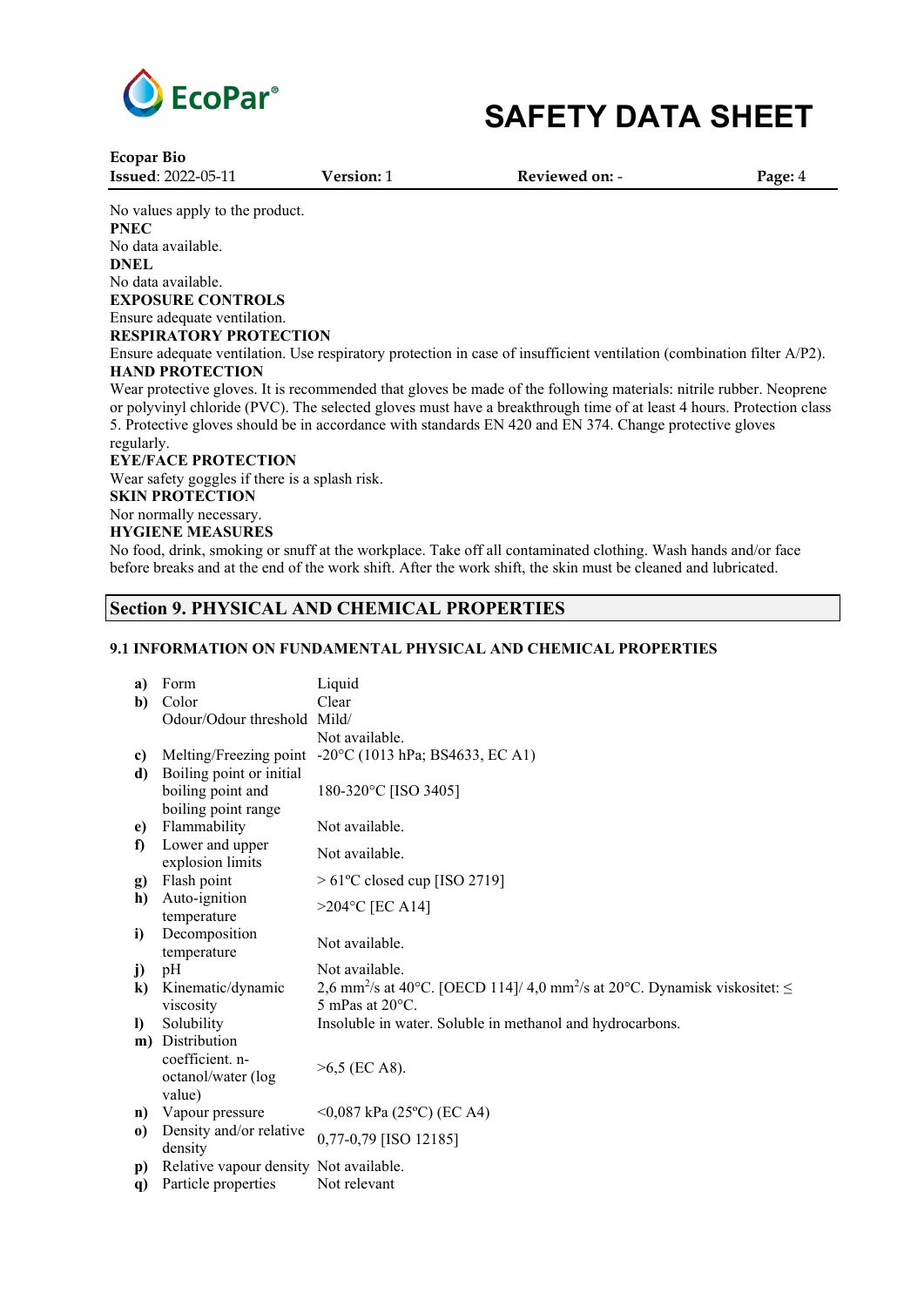No values apply to the product.

**PNEC**

No data available.

**DNEL**

No data available.

**EXPOSURE CONTROLS**

Ensure adequate ventilation.

**RESPIRATORY PROTECTION**

Ensure adequate ventilation. Use respiratory protection in case of insufficient ventilation (combination filter A/P2).

**HAND PROTECTION**

Wear protective gloves. It is recommended that gloves be made of the following materials: nitrile rubber. Neoprene or polyvinyl chloride (PVC). The selected gloves must have a breakthrough time of at least 4 hours. Protection class 5. Protective gloves should be in accordance with standards EN 420 and EN 374. Change protective gloves regularly.

**EYE/FACE PROTECTION**

Wear safety goggles if there is a splash risk.

**SKIN PROTECTION**

Nor normally necessary.

**HYGIENE MEASURES**

No food, drink, smoking or snuff at the workplace. Take off all contaminated clothing. Wash hands and/or face before breaks and at the end of the work shift. After the work shift, the skin must be cleaned and lubricated.

## Section 9. PHYSICAL AND CHEMICAL PROPERTIES

### 9.1 INFORMATION ON FUNDAMENTAL PHYSICAL AND CHEMICAL PROPERTIES

| | Property | Value |
|---|---|---|
| **a)** | Form | Liquid |
| **b)** | Color | Clear |
| | Odour/Odour threshold | Mild/ Not available. |
| **c)** | Melting/Freezing point | -20°C (1013 hPa; BS4633, EC A1) |
| **d)** | Boiling point or initial boiling point and boiling point range | 180-320°C [ISO 3405] |
| **e)** | Flammability | Not available. |
| **f)** | Lower and upper explosion limits | Not available. |
| **g)** | Flash point | > 61ºC closed cup [ISO 2719] |
| **h)** | Auto-ignition temperature | >204°C [EC A14] |
| **i)** | Decomposition temperature | Not available. |
| **j)** | pH | Not available. |
| **k)** | Kinematic/dynamic viscosity | 2,6 $mm^2$/s at 40°C. [OECD 114]/ 4,0 $mm^2$/s at 20°C. Dynamisk viskositet: ≤ 5 mPas at 20°C. |
| **l)** | Solubility | Insoluble in water. Soluble in methanol and hydrocarbons. |
| **m)** | Distribution coefficient. n-octanol/water (log value) | >6,5 (EC A8). |
| **n)** | Vapour pressure | <0,087 kPa (25ºC) (EC A4) |
| **o)** | Density and/or relative density | 0,77-0,79 [ISO 12185] |
| **p)** | Relative vapour density | Not available. |
| **q)** | Particle properties | Not relevant |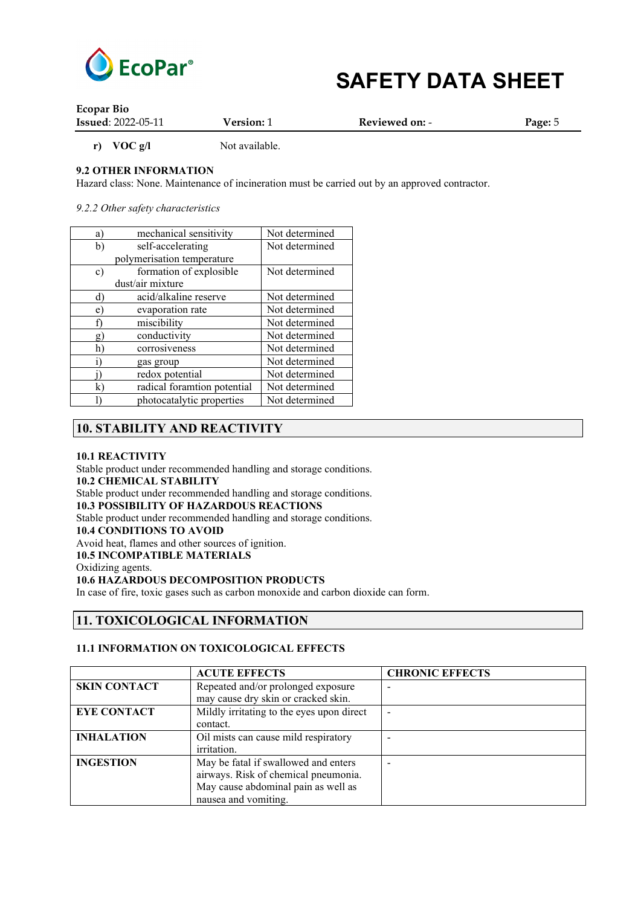**r) VOC g/l** Not available.

**9.2 OTHER INFORMATION**

Hazard class: None. Maintenance of incineration must be carried out by an approved contractor.

*9.2.2 Other safety characteristics*

| | | |
|---|---|---|
| a) | mechanical sensitivity | Not determined |
| b) | self-accelerating polymerisation temperature | Not determined |
| c) | formation of explosible dust/air mixture | Not determined |
| d) | acid/alkaline reserve | Not determined |
| e) | evaporation rate | Not determined |
| f) | miscibility | Not determined |
| g) | conductivity | Not determined |
| h) | corrosiveness | Not determined |
| i) | gas group | Not determined |
| j) | redox potential | Not determined |
| k) | radical foramtion potential | Not determined |
| l) | photocatalytic properties | Not determined |

## 10. STABILITY AND REACTIVITY

**10.1 REACTIVITY**

Stable product under recommended handling and storage conditions.

**10.2 CHEMICAL STABILITY**

Stable product under recommended handling and storage conditions.

**10.3 POSSIBILITY OF HAZARDOUS REACTIONS**

Stable product under recommended handling and storage conditions.

**10.4 CONDITIONS TO AVOID**

Avoid heat, flames and other sources of ignition.

**10.5 INCOMPATIBLE MATERIALS**

Oxidizing agents.

**10.6 HAZARDOUS DECOMPOSITION PRODUCTS**

In case of fire, toxic gases such as carbon monoxide and carbon dioxide can form.

## 11. TOXICOLOGICAL INFORMATION

**11.1 INFORMATION ON TOXICOLOGICAL EFFECTS**

| | ACUTE EFFECTS | CHRONIC EFFECTS |
|---|---|---|
| **SKIN CONTACT** | Repeated and/or prolonged exposure may cause dry skin or cracked skin. | - |
| **EYE CONTACT** | Mildly irritating to the eyes upon direct contact. | - |
| **INHALATION** | Oil mists can cause mild respiratory irritation. | - |
| **INGESTION** | May be fatal if swallowed and enters airways. Risk of chemical pneumonia. May cause abdominal pain as well as nausea and vomiting. | - |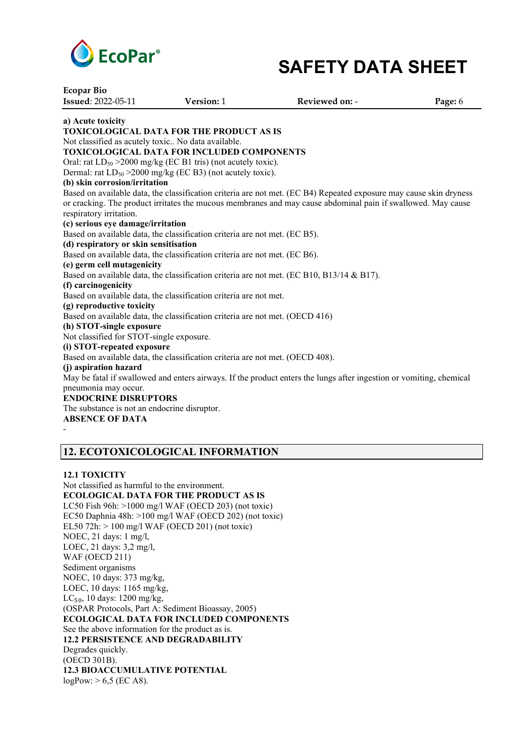**a) Acute toxicity**

**TOXICOLOGICAL DATA FOR THE PRODUCT AS IS**

Not classified as acutely toxic.. No data available.

**TOXICOLOGICAL DATA FOR INCLUDED COMPONENTS**

Oral: rat $LD_{50}$ >2000 mg/kg (EC B1 tris) (not acutely toxic).

Dermal: rat $LD_{50}$ >2000 mg/kg (EC B3) (not acutely toxic).

**(b) skin corrosion/irritation**

Based on available data, the classification criteria are not met. (EC B4) Repeated exposure may cause skin dryness or cracking. The product irritates the mucous membranes and may cause abdominal pain if swallowed. May cause respiratory irritation.

**(c) serious eye damage/irritation**

Based on available data, the classification criteria are not met. (EC B5).

**(d) respiratory or skin sensitisation**

Based on available data, the classification criteria are not met. (EC B6).

**(e) germ cell mutagenicity**

Based on available data, the classification criteria are not met. (EC B10, B13/14 & B17).

**(f) carcinogenicity**

Based on available data, the classification criteria are not met.

**(g) reproductive toxicity**

Based on available data, the classification criteria are not met. (OECD 416)

**(h) STOT-single exposure**

Not classified for STOT-single exposure.

**(i) STOT-repeated exposure**

Based on available data, the classification criteria are not met. (OECD 408).

**(j) aspiration hazard**

May be fatal if swallowed and enters airways. If the product enters the lungs after ingestion or vomiting, chemical pneumonia may occur.

**ENDOCRINE DISRUPTORS**

The substance is not an endocrine disruptor.

**ABSENCE OF DATA**

-

## 12. ECOTOXICOLOGICAL INFORMATION

**12.1 TOXICITY**

Not classified as harmful to the environment.

**ECOLOGICAL DATA FOR THE PRODUCT AS IS**

LC50 Fish 96h: >1000 mg/l WAF (OECD 203) (not toxic)
EC50 Daphnia 48h: >100 mg/l WAF (OECD 202) (not toxic)
EL50 72h: > 100 mg/l WAF (OECD 201) (not toxic)
NOEC, 21 days: 1 mg/l,
LOEC, 21 days: 3,2 mg/l,
WAF (OECD 211)
Sediment organisms
NOEC, 10 days: 373 mg/kg,
LOEC, 10 days: 1165 mg/kg,
$LC_{50}$, 10 days: 1200 mg/kg,
(OSPAR Protocols, Part A: Sediment Bioassay, 2005)

**ECOLOGICAL DATA FOR INCLUDED COMPONENTS**

See the above information for the product as is.

**12.2 PERSISTENCE AND DEGRADABILITY**

Degrades quickly.
(OECD 301B).

**12.3 BIOACCUMULATIVE POTENTIAL**

logPow: > 6,5 (EC A8).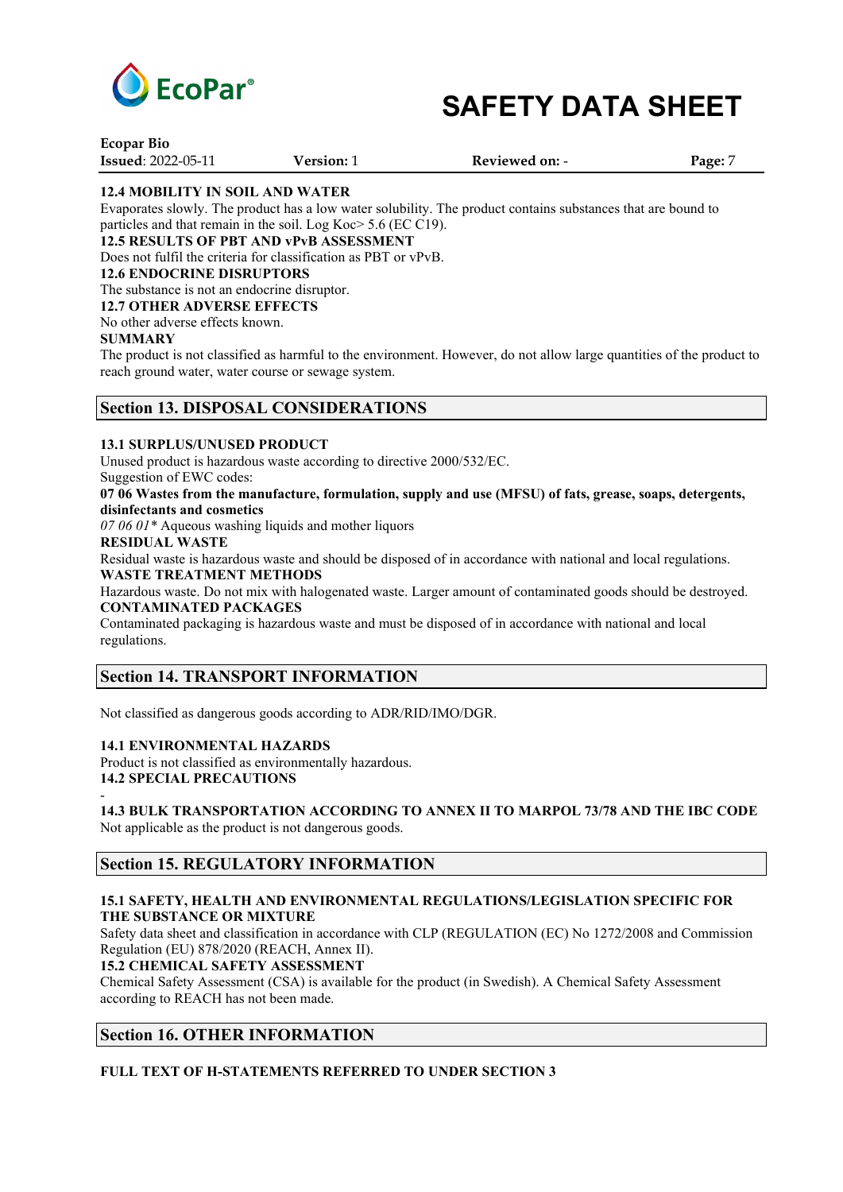### 12.4 MOBILITY IN SOIL AND WATER

Evaporates slowly. The product has a low water solubility. The product contains substances that are bound to particles and that remain in the soil. Log Koc> 5.6 (EC C19).

### 12.5 RESULTS OF PBT AND vPvB ASSESSMENT

Does not fulfil the criteria for classification as PBT or vPvB.

### 12.6 ENDOCRINE DISRUPTORS

The substance is not an endocrine disruptor.

### 12.7 OTHER ADVERSE EFFECTS

No other adverse effects known.

### SUMMARY

The product is not classified as harmful to the environment. However, do not allow large quantities of the product to reach ground water, water course or sewage system.

## Section 13. DISPOSAL CONSIDERATIONS

### 13.1 SURPLUS/UNUSED PRODUCT

Unused product is hazardous waste according to directive 2000/532/EC.

Suggestion of EWC codes:

**07 06 Wastes from the manufacture, formulation, supply and use (MFSU) of fats, grease, soaps, detergents, disinfectants and cosmetics**

*07 06 01** Aqueous washing liquids and mother liquors

### RESIDUAL WASTE

Residual waste is hazardous waste and should be disposed of in accordance with national and local regulations.

### WASTE TREATMENT METHODS

Hazardous waste. Do not mix with halogenated waste. Larger amount of contaminated goods should be destroyed.

### CONTAMINATED PACKAGES

Contaminated packaging is hazardous waste and must be disposed of in accordance with national and local regulations.

## Section 14. TRANSPORT INFORMATION

Not classified as dangerous goods according to ADR/RID/IMO/DGR.

### 14.1 ENVIRONMENTAL HAZARDS

Product is not classified as environmentally hazardous.

### 14.2 SPECIAL PRECAUTIONS

-

### 14.3 BULK TRANSPORTATION ACCORDING TO ANNEX II TO MARPOL 73/78 AND THE IBC CODE

Not applicable as the product is not dangerous goods.

## Section 15. REGULATORY INFORMATION

### 15.1 SAFETY, HEALTH AND ENVIRONMENTAL REGULATIONS/LEGISLATION SPECIFIC FOR THE SUBSTANCE OR MIXTURE

Safety data sheet and classification in accordance with CLP (REGULATION (EC) No 1272/2008 and Commission Regulation (EU) 878/2020 (REACH, Annex II).

### 15.2 CHEMICAL SAFETY ASSESSMENT

Chemical Safety Assessment (CSA) is available for the product (in Swedish). A Chemical Safety Assessment according to REACH has not been made.

## Section 16. OTHER INFORMATION

### FULL TEXT OF H-STATEMENTS REFERRED TO UNDER SECTION 3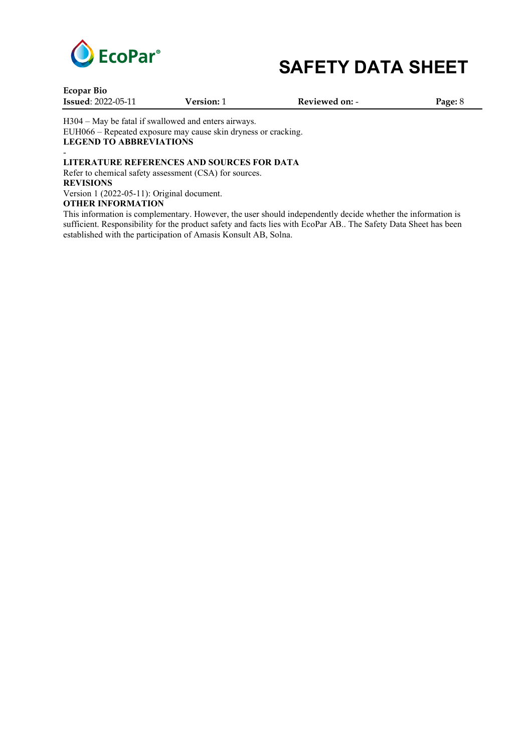H304 – May be fatal if swallowed and enters airways.
EUH066 – Repeated exposure may cause skin dryness or cracking.

**LEGEND TO ABBREVIATIONS**

-

**LITERATURE REFERENCES AND SOURCES FOR DATA**

Refer to chemical safety assessment (CSA) for sources.

**REVISIONS**

Version 1 (2022-05-11): Original document.

**OTHER INFORMATION**

This information is complementary. However, the user should independently decide whether the information is sufficient. Responsibility for the product safety and facts lies with EcoPar AB.. The Safety Data Sheet has been established with the participation of Amasis Konsult AB, Solna.